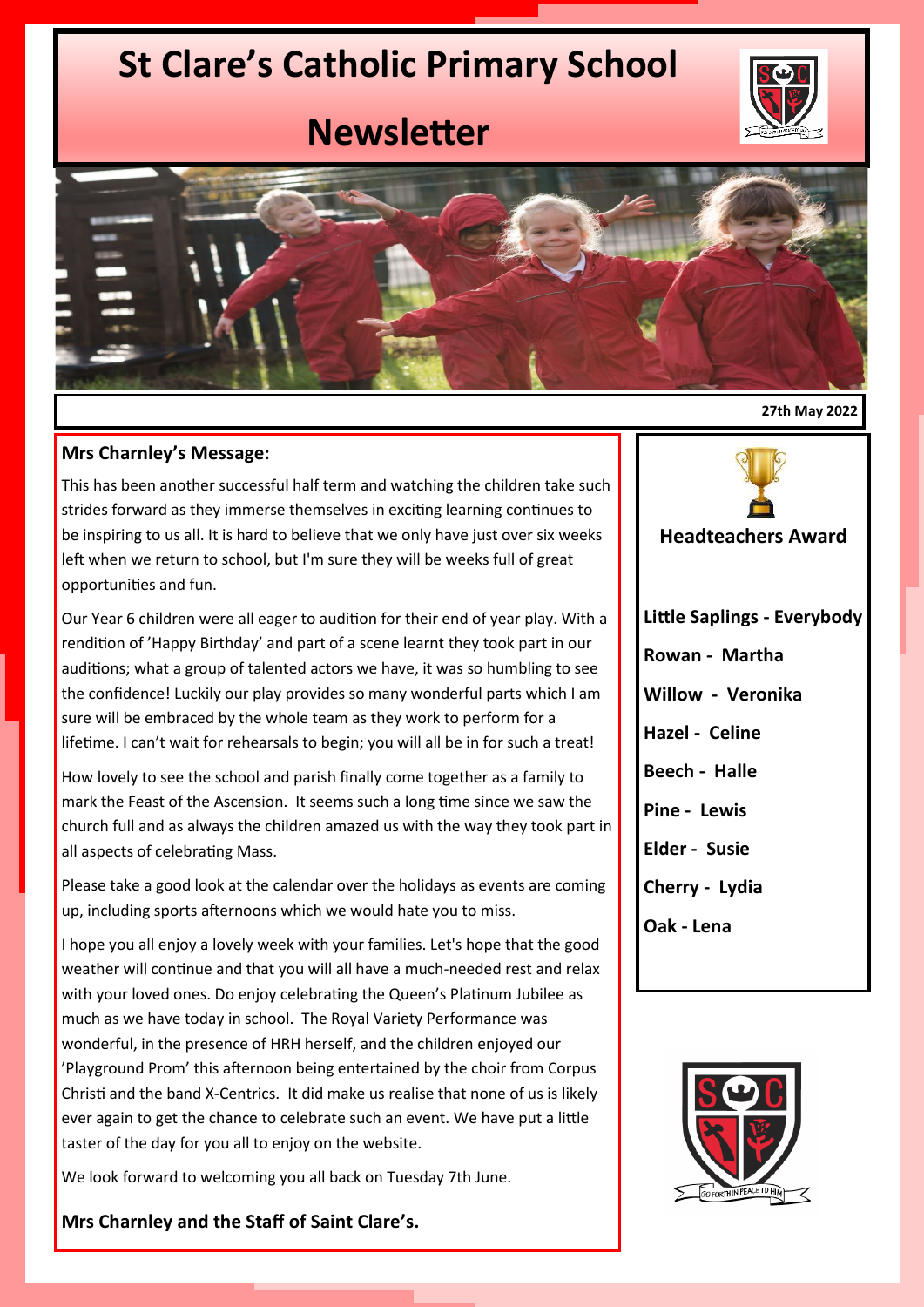# St Clare's Catholic Primary School

# Newsletter

27th May 2022

## Mrs Charnley's Message:

This has been another successful half term and watching the children take such strides forward as they immerse themselves in exciting learning continues to be inspiring to us all. It is hard to believe that we only have just over six weeks left when we return to school, but I'm sure they will be weeks full of great opportunities and fun.

Our Year 6 children were all eager to audition for their end of year play. With a rendition of 'Happy Birthday' and part of a scene learnt they took part in our auditions; what a group of talented actors we have, it was so humbling to see the confidence! Luckily our play provides so many wonderful parts which I am sure will be embraced by the whole team as they work to perform for a lifetime. I can't wait for rehearsals to begin; you will all be in for such a treat!

How lovely to see the school and parish finally come together as a family to mark the Feast of the Ascension. It seems such a long time since we saw the church full and as always the children amazed us with the way they took part in all aspects of celebrating Mass.

Please take a good look at the calendar over the holidays as events are coming up, including sports afternoons which we would hate you to miss.

I hope you all enjoy a lovely week with your families. Let's hope that the good weather will continue and that you will all have a much-needed rest and relax with your loved ones. Do enjoy celebrating the Queen's Platinum Jubilee as much as we have today in school. The Royal Variety Performance was wonderful, in the presence of HRH herself, and the children enjoyed our 'Playground Prom' this afternoon being entertained by the choir from Corpus Christi and the band X-Centrics. It did make us realise that none of us is likely ever again to get the chance to celebrate such an event. We have put a little taster of the day for you all to enjoy on the website.

We look forward to welcoming you all back on Tuesday 7th June.

**Mrs Charnley and the Staff of Saint Clare's.**

## Headteachers Award

**Little Saplings - Everybody**

**Rowan - Martha**

**Willow - Veronika**

**Hazel - Celine**

**Beech - Halle**

**Pine - Lewis**

**Elder - Susie**

**Cherry - Lydia**

**Oak - Lena**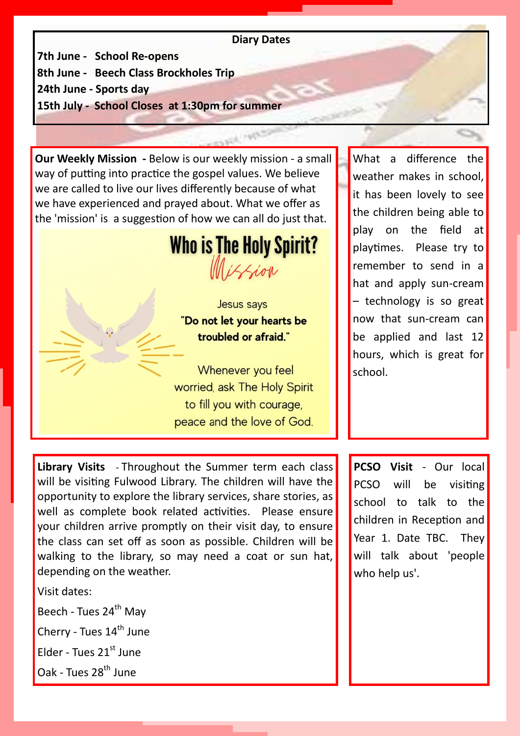## Diary Dates

**7th June - School Re-opens**

**8th June - Beech Class Brockholes Trip**

**24th June - Sports day**

**15th July - School Closes at 1:30pm for summer**

**Our Weekly Mission -** Below is our weekly mission - a small way of putting into practice the gospel values. We believe we are called to live our lives differently because of what we have experienced and prayed about. What we offer as the 'mission' is a suggestion of how we can all do just that.

### Who is The Holy Spirit?

*Mission*

Jesus says

**"Do not let your hearts be troubled or afraid."**

Whenever you feel worried, ask The Holy Spirit to fill you with courage, peace and the love of God.

What a difference the weather makes in school, it has been lovely to see the children being able to play on the field at playtimes. Please try to remember to send in a hat and apply sun-cream – technology is so great now that sun-cream can be applied and last 12 hours, which is great for school.

**Library Visits** - Throughout the Summer term each class will be visiting Fulwood Library. The children will have the opportunity to explore the library services, share stories, as well as complete book related activities. Please ensure your children arrive promptly on their visit day, to ensure the class can set off as soon as possible. Children will be walking to the library, so may need a coat or sun hat, depending on the weather.

Visit dates:

Beech - Tues 24th May

Cherry - Tues 14th June

Elder - Tues 21st June

Oak - Tues 28th June

**PCSO Visit** - Our local PCSO will be visiting school to talk to the children in Reception and Year 1. Date TBC. They will talk about 'people who help us'.